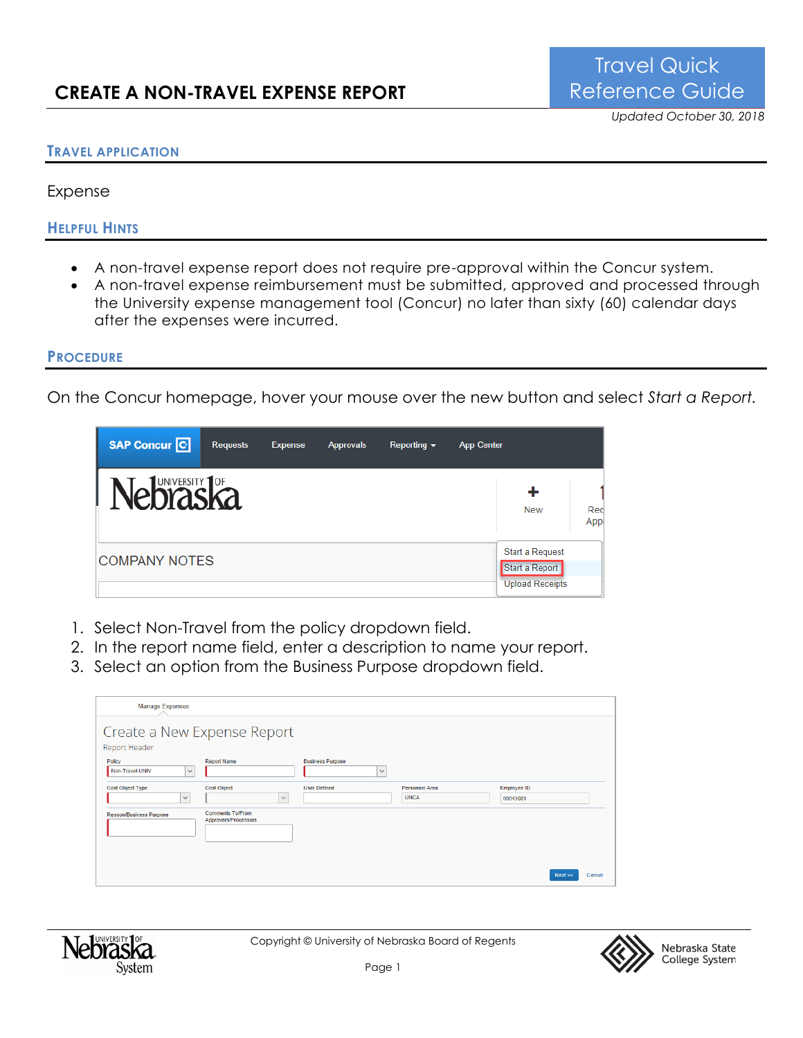# CREATE A NON-TRAVEL EXPENSE REPORT

Travel Quick Reference Guide

*Updated October 30, 2018*

## TRAVEL APPLICATION

Expense

## HELPFUL HINTS

- A non-travel expense report does not require pre-approval within the Concur system.
- A non-travel expense reimbursement must be submitted, approved and processed through the University expense management tool (Concur) no later than sixty (60) calendar days after the expenses were incurred.

## PROCEDURE

On the Concur homepage, hover your mouse over the new button and select *Start a Report*.

1. Select Non-Travel from the policy dropdown field.
2. In the report name field, enter a description to name your report.
3. Select an option from the Business Purpose dropdown field.

Copyright © University of Nebraska Board of Regents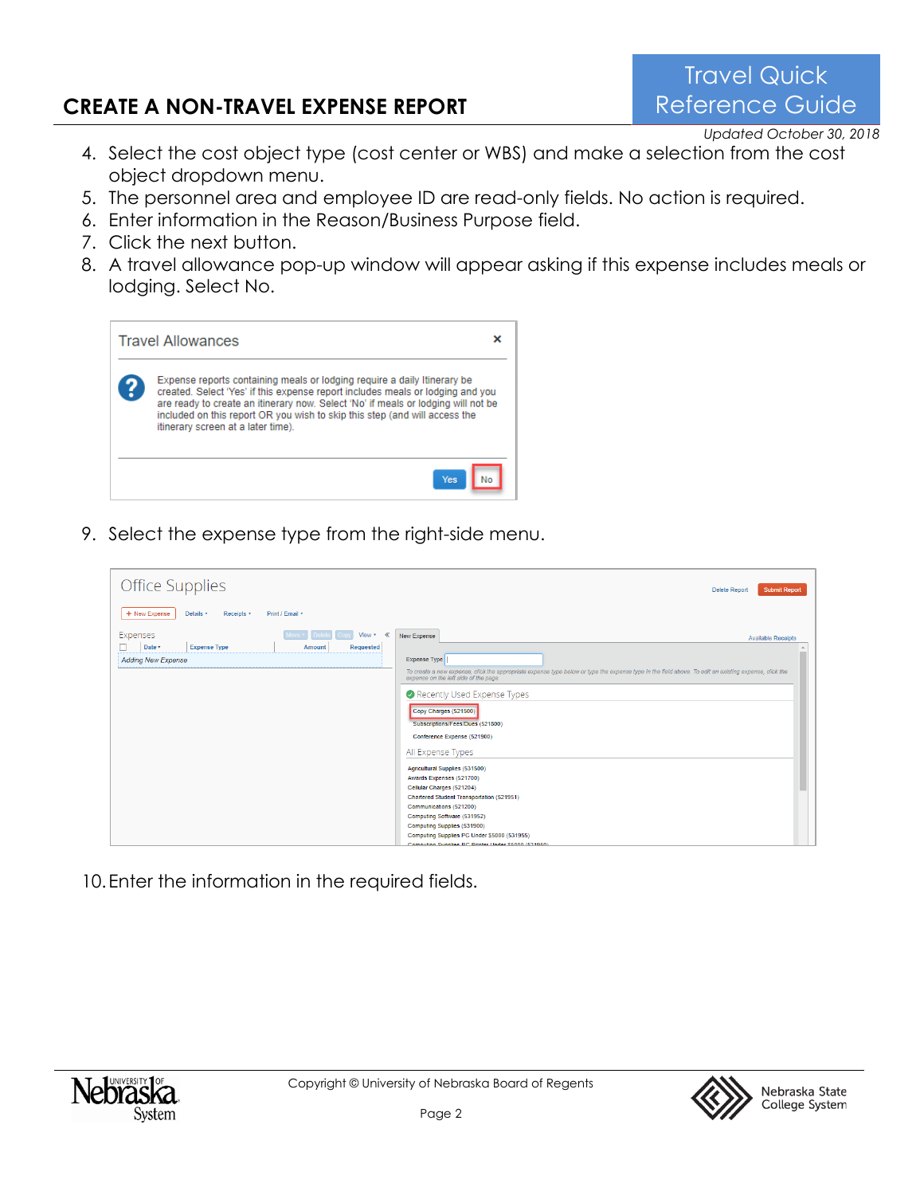4. Select the cost object type (cost center or WBS) and make a selection from the cost object dropdown menu.
5. The personnel area and employee ID are read-only fields. No action is required.
6. Enter information in the Reason/Business Purpose field.
7. Click the next button.
8. A travel allowance pop-up window will appear asking if this expense includes meals or lodging. Select No.
9. Select the expense type from the right-side menu.
10. Enter the information in the required fields.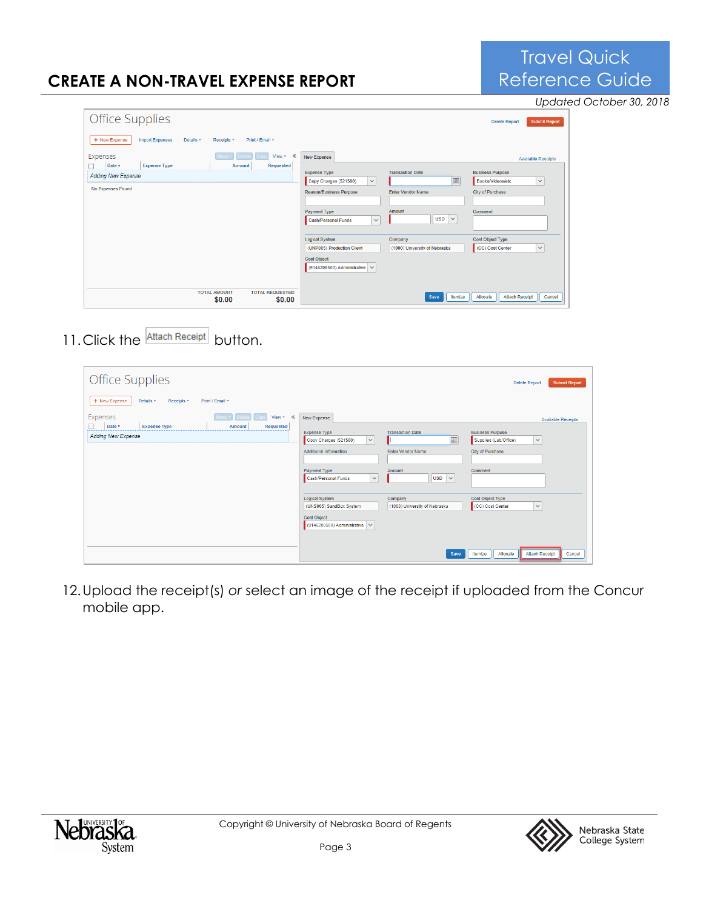11. Click the Attach Receipt button.

12. Upload the receipt(s) *or* select an image of the receipt if uploaded from the Concur mobile app.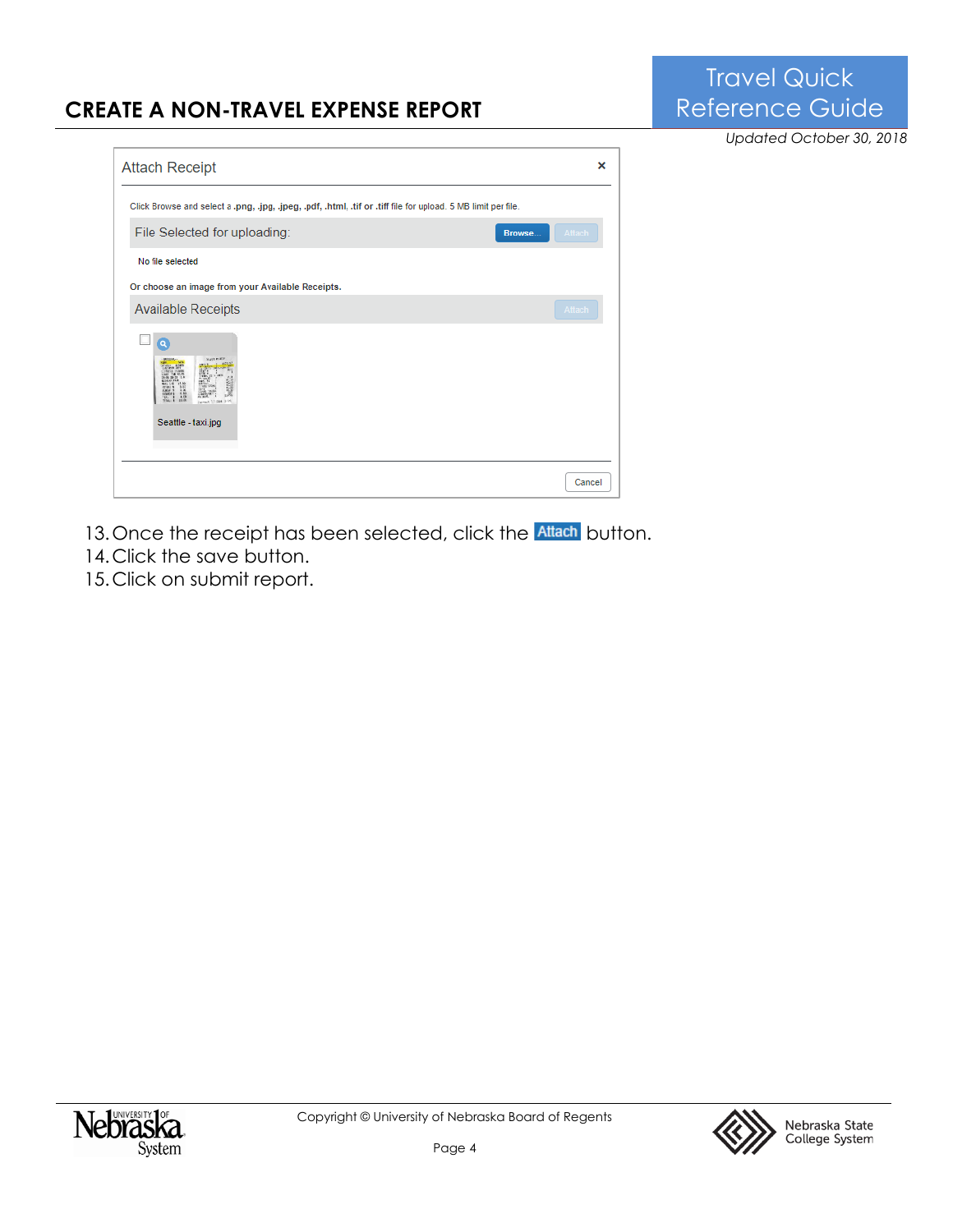13. Once the receipt has been selected, click the **Attach** button.
14. Click the save button.
15. Click on submit report.